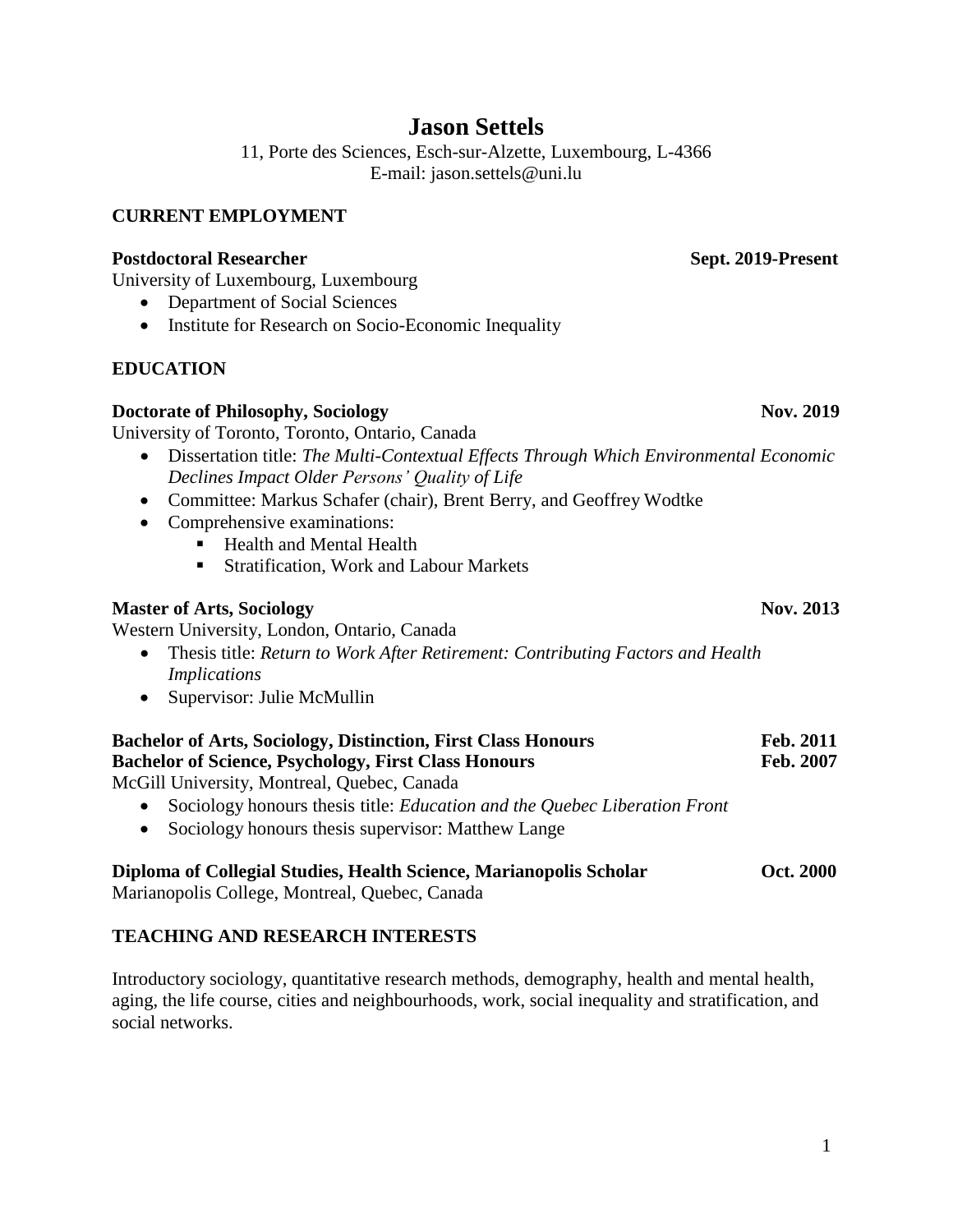# Jason Settels

11, Porte des Sciences, Esch-sur-Alzette, Luxembourg, L-4366
E-mail: jason.settels@uni.lu

## CURRENT EMPLOYMENT

**Postdoctoral Researcher** **Sept. 2019-Present**
University of Luxembourg, Luxembourg

- Department of Social Sciences
- Institute for Research on Socio-Economic Inequality

## EDUCATION

**Doctorate of Philosophy, Sociology** **Nov. 2019**
University of Toronto, Toronto, Ontario, Canada

- Dissertation title: *The Multi-Contextual Effects Through Which Environmental Economic Declines Impact Older Persons' Quality of Life*
- Committee: Markus Schafer (chair), Brent Berry, and Geoffrey Wodtke
- Comprehensive examinations:
  - Health and Mental Health
  - Stratification, Work and Labour Markets

**Master of Arts, Sociology** **Nov. 2013**
Western University, London, Ontario, Canada

- Thesis title: *Return to Work After Retirement: Contributing Factors and Health Implications*
- Supervisor: Julie McMullin

**Bachelor of Arts, Sociology, Distinction, First Class Honours** **Feb. 2011**
**Bachelor of Science, Psychology, First Class Honours** **Feb. 2007**
McGill University, Montreal, Quebec, Canada

- Sociology honours thesis title: *Education and the Quebec Liberation Front*
- Sociology honours thesis supervisor: Matthew Lange

**Diploma of Collegial Studies, Health Science, Marianopolis Scholar** **Oct. 2000**
Marianopolis College, Montreal, Quebec, Canada

## TEACHING AND RESEARCH INTERESTS

Introductory sociology, quantitative research methods, demography, health and mental health, aging, the life course, cities and neighbourhoods, work, social inequality and stratification, and social networks.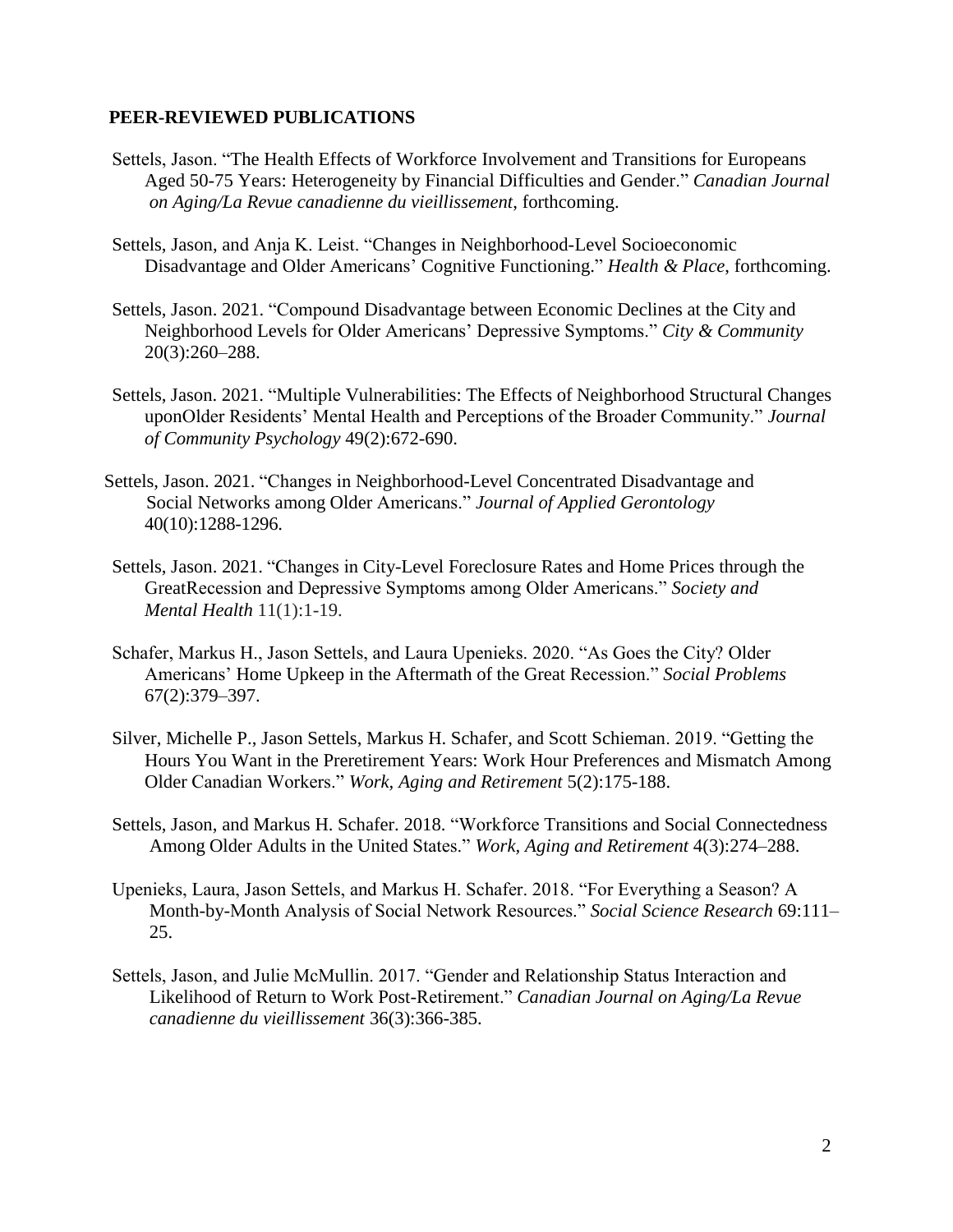**PEER-REVIEWED PUBLICATIONS**

Settels, Jason. "The Health Effects of Workforce Involvement and Transitions for Europeans Aged 50-75 Years: Heterogeneity by Financial Difficulties and Gender." *Canadian Journal on Aging/La Revue canadienne du vieillissement*, forthcoming.

Settels, Jason, and Anja K. Leist. "Changes in Neighborhood-Level Socioeconomic Disadvantage and Older Americans' Cognitive Functioning." *Health & Place*, forthcoming.

Settels, Jason. 2021. "Compound Disadvantage between Economic Declines at the City and Neighborhood Levels for Older Americans' Depressive Symptoms." *City & Community* 20(3):260–288.

Settels, Jason. 2021. "Multiple Vulnerabilities: The Effects of Neighborhood Structural Changes uponOlder Residents' Mental Health and Perceptions of the Broader Community." *Journal of Community Psychology* 49(2):672-690.

Settels, Jason. 2021. "Changes in Neighborhood-Level Concentrated Disadvantage and Social Networks among Older Americans." *Journal of Applied Gerontology* 40(10):1288-1296.

Settels, Jason. 2021. "Changes in City-Level Foreclosure Rates and Home Prices through the GreatRecession and Depressive Symptoms among Older Americans." *Society and Mental Health* 11(1):1-19.

Schafer, Markus H., Jason Settels, and Laura Upenieks. 2020. "As Goes the City? Older Americans' Home Upkeep in the Aftermath of the Great Recession." *Social Problems* 67(2):379–397.

Silver, Michelle P., Jason Settels, Markus H. Schafer, and Scott Schieman. 2019. "Getting the Hours You Want in the Preretirement Years: Work Hour Preferences and Mismatch Among Older Canadian Workers." *Work, Aging and Retirement* 5(2):175-188.

Settels, Jason, and Markus H. Schafer. 2018. "Workforce Transitions and Social Connectedness Among Older Adults in the United States." *Work, Aging and Retirement* 4(3):274–288.

Upenieks, Laura, Jason Settels, and Markus H. Schafer. 2018. "For Everything a Season? A Month-by-Month Analysis of Social Network Resources." *Social Science Research* 69:111–25.

Settels, Jason, and Julie McMullin. 2017. "Gender and Relationship Status Interaction and Likelihood of Return to Work Post-Retirement." *Canadian Journal on Aging/La Revue canadienne du vieillissement* 36(3):366-385.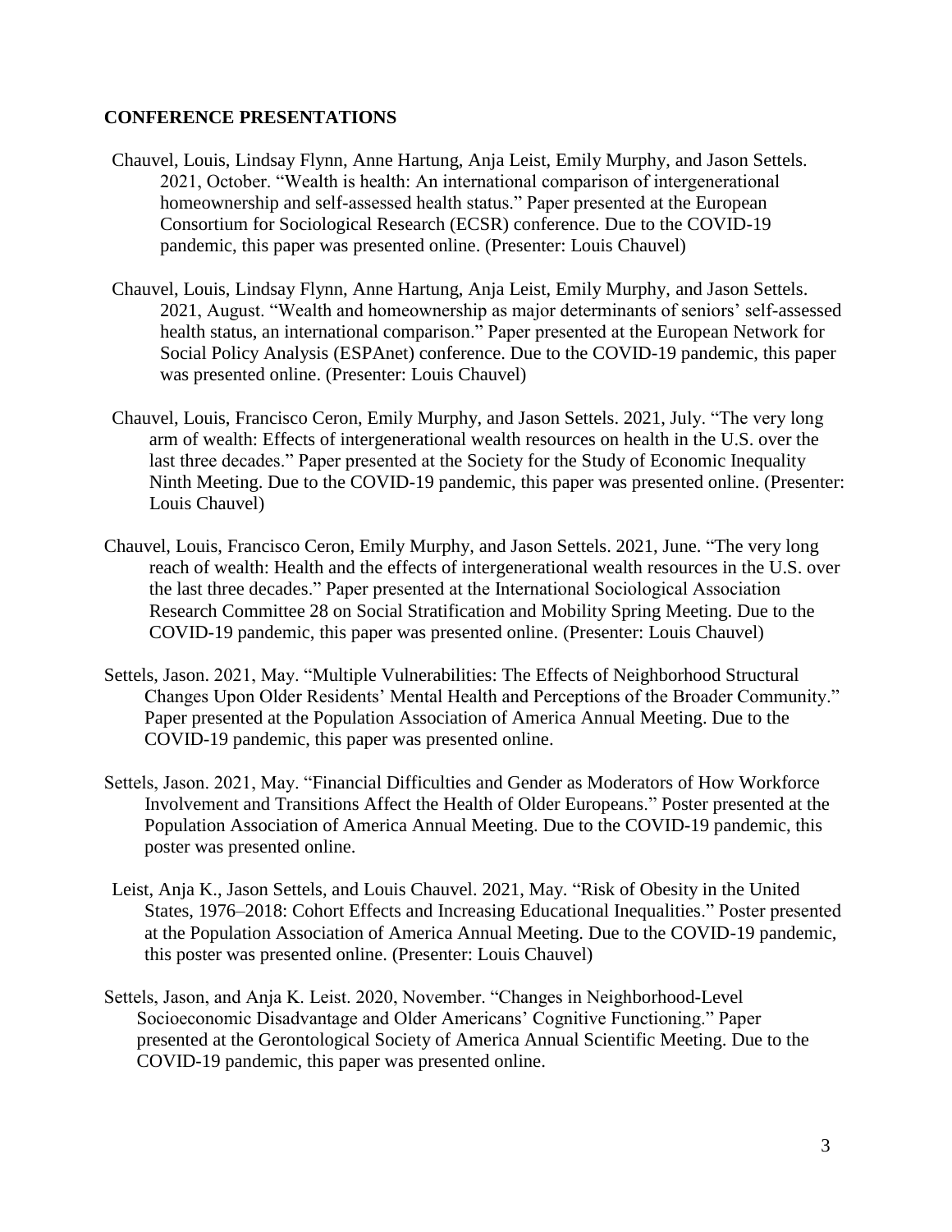## CONFERENCE PRESENTATIONS

Chauvel, Louis, Lindsay Flynn, Anne Hartung, Anja Leist, Emily Murphy, and Jason Settels. 2021, October. "Wealth is health: An international comparison of intergenerational homeownership and self-assessed health status." Paper presented at the European Consortium for Sociological Research (ECSR) conference. Due to the COVID-19 pandemic, this paper was presented online. (Presenter: Louis Chauvel)

Chauvel, Louis, Lindsay Flynn, Anne Hartung, Anja Leist, Emily Murphy, and Jason Settels. 2021, August. "Wealth and homeownership as major determinants of seniors' self-assessed health status, an international comparison." Paper presented at the European Network for Social Policy Analysis (ESPAnet) conference. Due to the COVID-19 pandemic, this paper was presented online. (Presenter: Louis Chauvel)

Chauvel, Louis, Francisco Ceron, Emily Murphy, and Jason Settels. 2021, July. "The very long arm of wealth: Effects of intergenerational wealth resources on health in the U.S. over the last three decades." Paper presented at the Society for the Study of Economic Inequality Ninth Meeting. Due to the COVID-19 pandemic, this paper was presented online. (Presenter: Louis Chauvel)

Chauvel, Louis, Francisco Ceron, Emily Murphy, and Jason Settels. 2021, June. "The very long reach of wealth: Health and the effects of intergenerational wealth resources in the U.S. over the last three decades." Paper presented at the International Sociological Association Research Committee 28 on Social Stratification and Mobility Spring Meeting. Due to the COVID-19 pandemic, this paper was presented online. (Presenter: Louis Chauvel)

Settels, Jason. 2021, May. "Multiple Vulnerabilities: The Effects of Neighborhood Structural Changes Upon Older Residents' Mental Health and Perceptions of the Broader Community." Paper presented at the Population Association of America Annual Meeting. Due to the COVID-19 pandemic, this paper was presented online.

Settels, Jason. 2021, May. "Financial Difficulties and Gender as Moderators of How Workforce Involvement and Transitions Affect the Health of Older Europeans." Poster presented at the Population Association of America Annual Meeting. Due to the COVID-19 pandemic, this poster was presented online.

Leist, Anja K., Jason Settels, and Louis Chauvel. 2021, May. "Risk of Obesity in the United States, 1976–2018: Cohort Effects and Increasing Educational Inequalities." Poster presented at the Population Association of America Annual Meeting. Due to the COVID-19 pandemic, this poster was presented online. (Presenter: Louis Chauvel)

Settels, Jason, and Anja K. Leist. 2020, November. "Changes in Neighborhood-Level Socioeconomic Disadvantage and Older Americans' Cognitive Functioning." Paper presented at the Gerontological Society of America Annual Scientific Meeting. Due to the COVID-19 pandemic, this paper was presented online.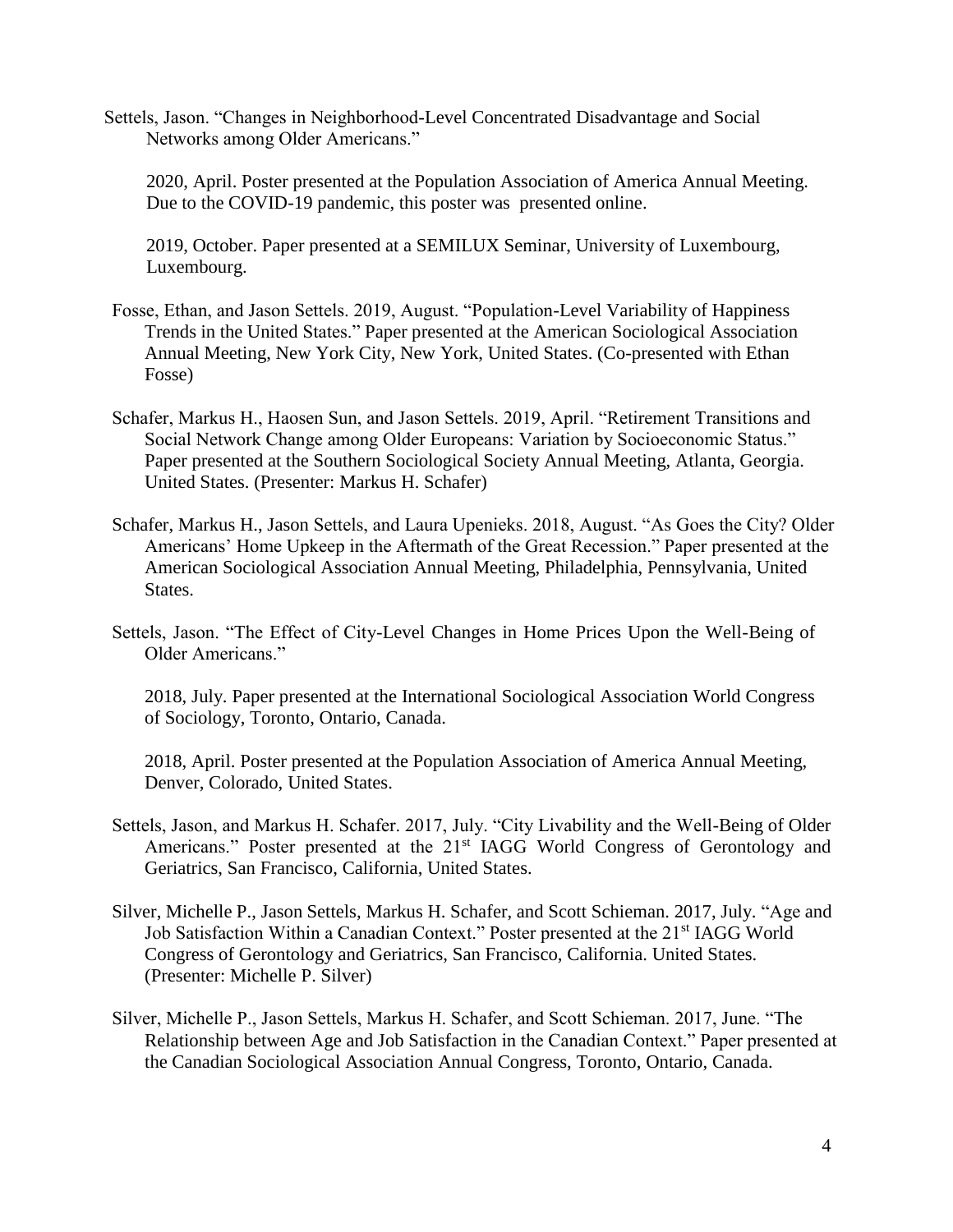Settels, Jason. "Changes in Neighborhood-Level Concentrated Disadvantage and Social Networks among Older Americans."

2020, April. Poster presented at the Population Association of America Annual Meeting. Due to the COVID-19 pandemic, this poster was presented online.

2019, October. Paper presented at a SEMILUX Seminar, University of Luxembourg, Luxembourg.

Fosse, Ethan, and Jason Settels. 2019, August. "Population-Level Variability of Happiness Trends in the United States." Paper presented at the American Sociological Association Annual Meeting, New York City, New York, United States. (Co-presented with Ethan Fosse)

Schafer, Markus H., Haosen Sun, and Jason Settels. 2019, April. "Retirement Transitions and Social Network Change among Older Europeans: Variation by Socioeconomic Status." Paper presented at the Southern Sociological Society Annual Meeting, Atlanta, Georgia. United States. (Presenter: Markus H. Schafer)

Schafer, Markus H., Jason Settels, and Laura Upenieks. 2018, August. "As Goes the City? Older Americans' Home Upkeep in the Aftermath of the Great Recession." Paper presented at the American Sociological Association Annual Meeting, Philadelphia, Pennsylvania, United States.

Settels, Jason. "The Effect of City-Level Changes in Home Prices Upon the Well-Being of Older Americans."

2018, July. Paper presented at the International Sociological Association World Congress of Sociology, Toronto, Ontario, Canada.

2018, April. Poster presented at the Population Association of America Annual Meeting, Denver, Colorado, United States.

Settels, Jason, and Markus H. Schafer. 2017, July. "City Livability and the Well-Being of Older Americans." Poster presented at the 21st IAGG World Congress of Gerontology and Geriatrics, San Francisco, California, United States.

Silver, Michelle P., Jason Settels, Markus H. Schafer, and Scott Schieman. 2017, July. "Age and Job Satisfaction Within a Canadian Context." Poster presented at the 21st IAGG World Congress of Gerontology and Geriatrics, San Francisco, California. United States. (Presenter: Michelle P. Silver)

Silver, Michelle P., Jason Settels, Markus H. Schafer, and Scott Schieman. 2017, June. "The Relationship between Age and Job Satisfaction in the Canadian Context." Paper presented at the Canadian Sociological Association Annual Congress, Toronto, Ontario, Canada.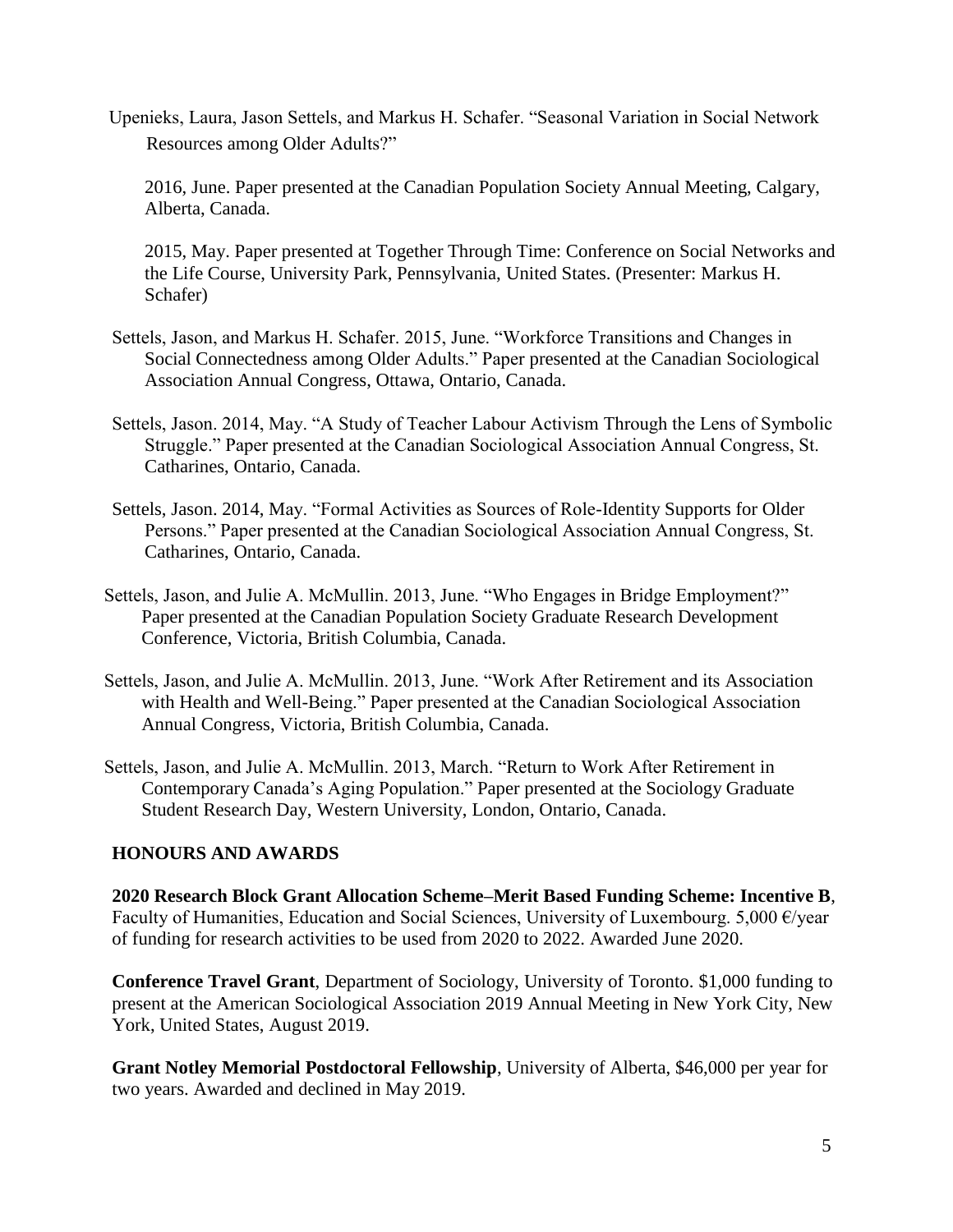Upenieks, Laura, Jason Settels, and Markus H. Schafer. "Seasonal Variation in Social Network Resources among Older Adults?"

2016, June. Paper presented at the Canadian Population Society Annual Meeting, Calgary, Alberta, Canada.

2015, May. Paper presented at Together Through Time: Conference on Social Networks and the Life Course, University Park, Pennsylvania, United States. (Presenter: Markus H. Schafer)

Settels, Jason, and Markus H. Schafer. 2015, June. "Workforce Transitions and Changes in Social Connectedness among Older Adults." Paper presented at the Canadian Sociological Association Annual Congress, Ottawa, Ontario, Canada.

Settels, Jason. 2014, May. "A Study of Teacher Labour Activism Through the Lens of Symbolic Struggle." Paper presented at the Canadian Sociological Association Annual Congress, St. Catharines, Ontario, Canada.

Settels, Jason. 2014, May. "Formal Activities as Sources of Role-Identity Supports for Older Persons." Paper presented at the Canadian Sociological Association Annual Congress, St. Catharines, Ontario, Canada.

Settels, Jason, and Julie A. McMullin. 2013, June. "Who Engages in Bridge Employment?" Paper presented at the Canadian Population Society Graduate Research Development Conference, Victoria, British Columbia, Canada.

Settels, Jason, and Julie A. McMullin. 2013, June. "Work After Retirement and its Association with Health and Well-Being." Paper presented at the Canadian Sociological Association Annual Congress, Victoria, British Columbia, Canada.

Settels, Jason, and Julie A. McMullin. 2013, March. "Return to Work After Retirement in Contemporary Canada's Aging Population." Paper presented at the Sociology Graduate Student Research Day, Western University, London, Ontario, Canada.

## HONOURS AND AWARDS

**2020 Research Block Grant Allocation Scheme–Merit Based Funding Scheme: Incentive B**, Faculty of Humanities, Education and Social Sciences, University of Luxembourg. 5,000 €/year of funding for research activities to be used from 2020 to 2022. Awarded June 2020.

**Conference Travel Grant**, Department of Sociology, University of Toronto. $1,000 funding to present at the American Sociological Association 2019 Annual Meeting in New York City, New York, United States, August 2019.

**Grant Notley Memorial Postdoctoral Fellowship**, University of Alberta, $46,000 per year for two years. Awarded and declined in May 2019.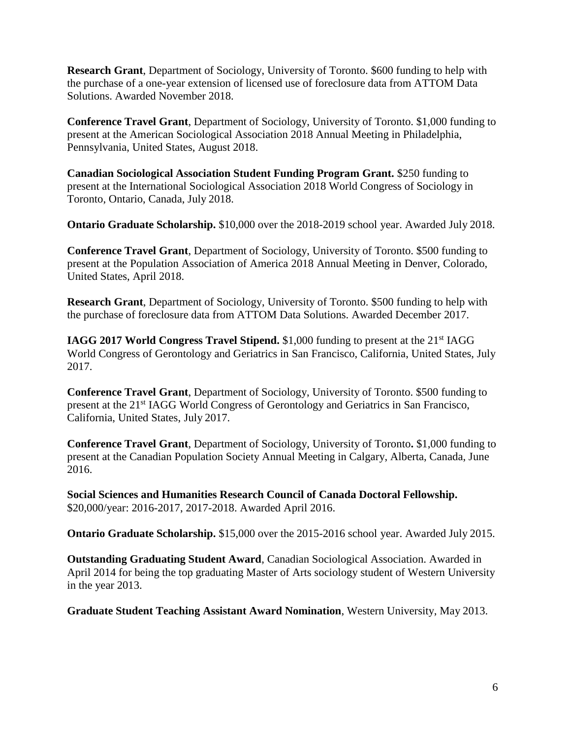**Research Grant**, Department of Sociology, University of Toronto. $600 funding to help with the purchase of a one-year extension of licensed use of foreclosure data from ATTOM Data Solutions. Awarded November 2018.

**Conference Travel Grant**, Department of Sociology, University of Toronto. $1,000 funding to present at the American Sociological Association 2018 Annual Meeting in Philadelphia, Pennsylvania, United States, August 2018.

**Canadian Sociological Association Student Funding Program Grant.** $250 funding to present at the International Sociological Association 2018 World Congress of Sociology in Toronto, Ontario, Canada, July 2018.

**Ontario Graduate Scholarship.** $10,000 over the 2018-2019 school year. Awarded July 2018.

**Conference Travel Grant**, Department of Sociology, University of Toronto. $500 funding to present at the Population Association of America 2018 Annual Meeting in Denver, Colorado, United States, April 2018.

**Research Grant**, Department of Sociology, University of Toronto. $500 funding to help with the purchase of foreclosure data from ATTOM Data Solutions. Awarded December 2017.

**IAGG 2017 World Congress Travel Stipend.** $1,000 funding to present at the 21st IAGG World Congress of Gerontology and Geriatrics in San Francisco, California, United States, July 2017.

**Conference Travel Grant**, Department of Sociology, University of Toronto. $500 funding to present at the 21st IAGG World Congress of Gerontology and Geriatrics in San Francisco, California, United States, July 2017.

**Conference Travel Grant**, Department of Sociology, University of Toronto**.** $1,000 funding to present at the Canadian Population Society Annual Meeting in Calgary, Alberta, Canada, June 2016.

**Social Sciences and Humanities Research Council of Canada Doctoral Fellowship.** $20,000/year: 2016-2017, 2017-2018. Awarded April 2016.

**Ontario Graduate Scholarship.** $15,000 over the 2015-2016 school year. Awarded July 2015.

**Outstanding Graduating Student Award**, Canadian Sociological Association. Awarded in April 2014 for being the top graduating Master of Arts sociology student of Western University in the year 2013.

**Graduate Student Teaching Assistant Award Nomination**, Western University, May 2013.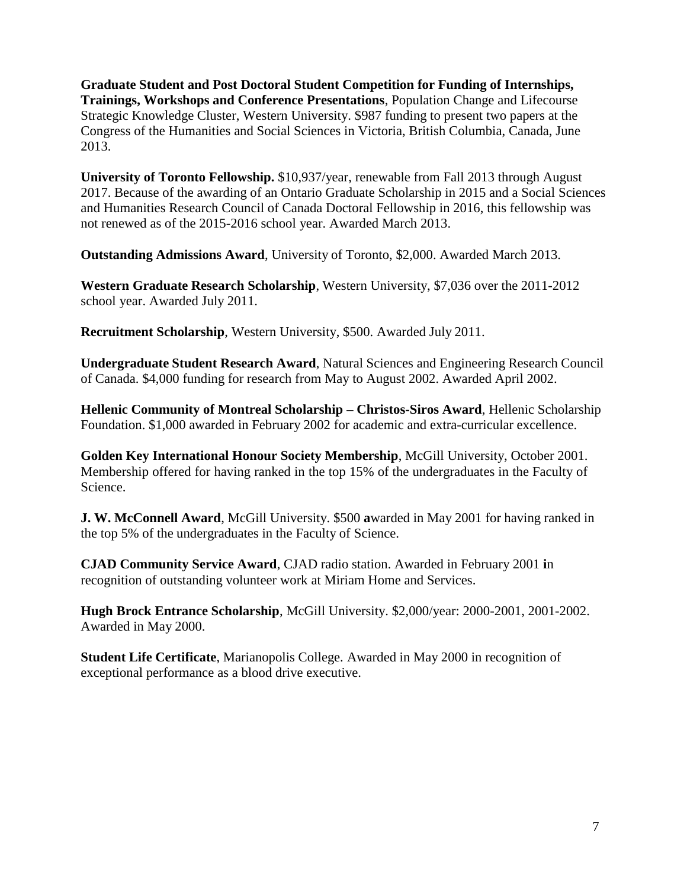**Graduate Student and Post Doctoral Student Competition for Funding of Internships, Trainings, Workshops and Conference Presentations**, Population Change and Lifecourse Strategic Knowledge Cluster, Western University. $987 funding to present two papers at the Congress of the Humanities and Social Sciences in Victoria, British Columbia, Canada, June 2013.

**University of Toronto Fellowship.** $10,937/year, renewable from Fall 2013 through August 2017. Because of the awarding of an Ontario Graduate Scholarship in 2015 and a Social Sciences and Humanities Research Council of Canada Doctoral Fellowship in 2016, this fellowship was not renewed as of the 2015-2016 school year. Awarded March 2013.

**Outstanding Admissions Award**, University of Toronto, $2,000. Awarded March 2013.

**Western Graduate Research Scholarship**, Western University, $7,036 over the 2011-2012 school year. Awarded July 2011.

**Recruitment Scholarship**, Western University, $500. Awarded July 2011.

**Undergraduate Student Research Award**, Natural Sciences and Engineering Research Council of Canada. $4,000 funding for research from May to August 2002. Awarded April 2002.

**Hellenic Community of Montreal Scholarship – Christos-Siros Award**, Hellenic Scholarship Foundation. $1,000 awarded in February 2002 for academic and extra-curricular excellence.

**Golden Key International Honour Society Membership**, McGill University, October 2001. Membership offered for having ranked in the top 15% of the undergraduates in the Faculty of Science.

**J. W. McConnell Award**, McGill University. $500 awarded in May 2001 for having ranked in the top 5% of the undergraduates in the Faculty of Science.

**CJAD Community Service Award**, CJAD radio station. Awarded in February 2001 in recognition of outstanding volunteer work at Miriam Home and Services.

**Hugh Brock Entrance Scholarship**, McGill University. $2,000/year: 2000-2001, 2001-2002. Awarded in May 2000.

**Student Life Certificate**, Marianopolis College. Awarded in May 2000 in recognition of exceptional performance as a blood drive executive.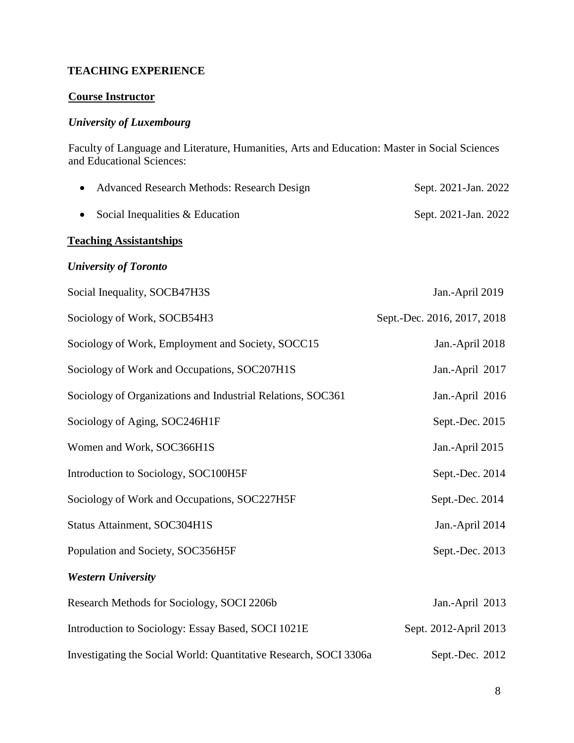## TEACHING EXPERIENCE

### <u>Course Instructor</u>

***University of Luxembourg***

Faculty of Language and Literature, Humanities, Arts and Education: Master in Social Sciences and Educational Sciences:

- Advanced Research Methods: Research Design — Sept. 2021-Jan. 2022
- Social Inequalities & Education — Sept. 2021-Jan. 2022

### <u>Teaching Assistantships</u>

***University of Toronto***

Social Inequality, SOCB47H3S — Jan.-April 2019

Sociology of Work, SOCB54H3 — Sept.-Dec. 2016, 2017, 2018

Sociology of Work, Employment and Society, SOCC15 — Jan.-April 2018

Sociology of Work and Occupations, SOC207H1S — Jan.-April 2017

Sociology of Organizations and Industrial Relations, SOC361 — Jan.-April 2016

Sociology of Aging, SOC246H1F — Sept.-Dec. 2015

Women and Work, SOC366H1S — Jan.-April 2015

Introduction to Sociology, SOC100H5F — Sept.-Dec. 2014

Sociology of Work and Occupations, SOC227H5F — Sept.-Dec. 2014

Status Attainment, SOC304H1S — Jan.-April 2014

Population and Society, SOC356H5F — Sept.-Dec. 2013

***Western University***

Research Methods for Sociology, SOCI 2206b — Jan.-April 2013

Introduction to Sociology: Essay Based, SOCI 1021E — Sept. 2012-April 2013

Investigating the Social World: Quantitative Research, SOCI 3306a — Sept.-Dec. 2012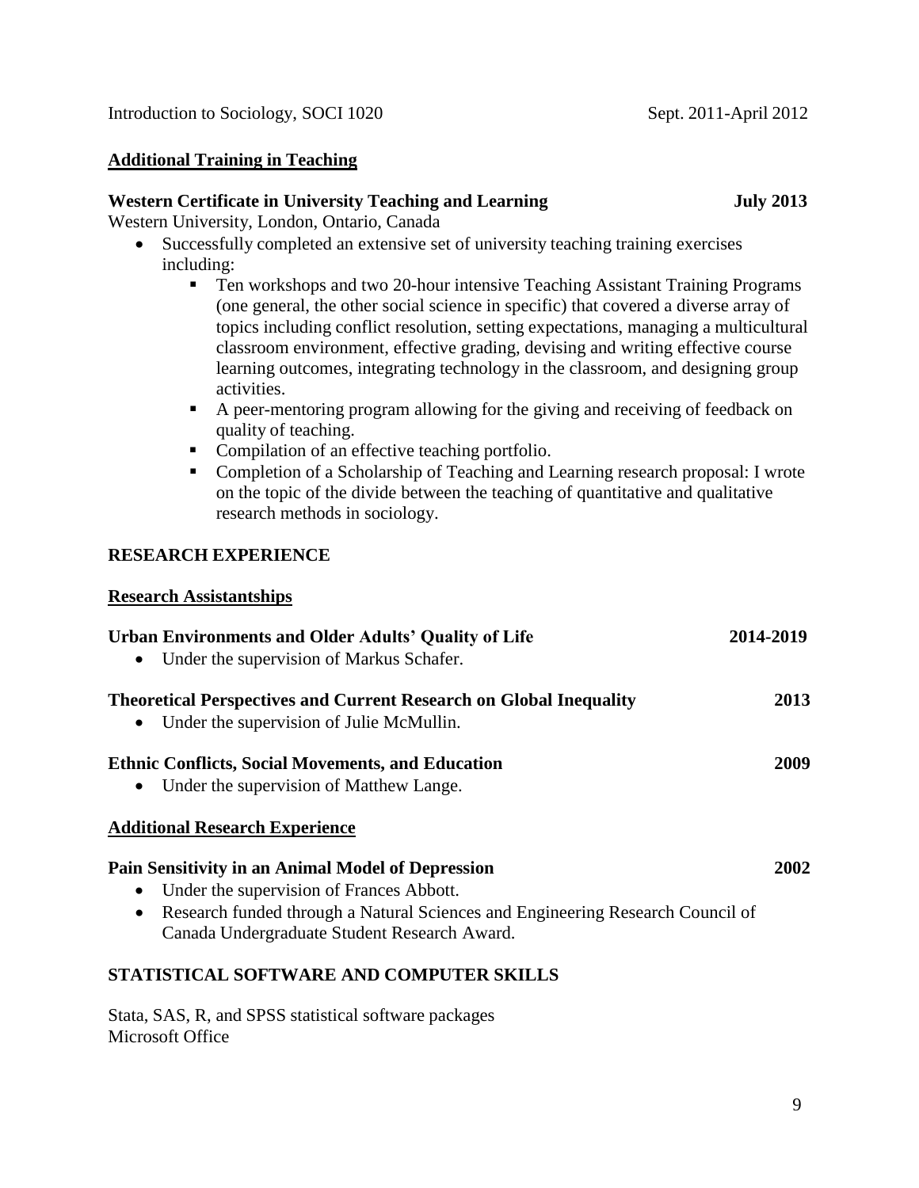Introduction to Sociology, SOCI 1020 Sept. 2011-April 2012

**Additional Training in Teaching**

**Western Certificate in University Teaching and Learning** **July 2013**

Western University, London, Ontario, Canada

- Successfully completed an extensive set of university teaching training exercises including:
    - Ten workshops and two 20-hour intensive Teaching Assistant Training Programs (one general, the other social science in specific) that covered a diverse array of topics including conflict resolution, setting expectations, managing a multicultural classroom environment, effective grading, devising and writing effective course learning outcomes, integrating technology in the classroom, and designing group activities.
    - A peer-mentoring program allowing for the giving and receiving of feedback on quality of teaching.
    - Compilation of an effective teaching portfolio.
    - Completion of a Scholarship of Teaching and Learning research proposal: I wrote on the topic of the divide between the teaching of quantitative and qualitative research methods in sociology.

## RESEARCH EXPERIENCE

**Research Assistantships**

**Urban Environments and Older Adults' Quality of Life** **2014-2019**

- Under the supervision of Markus Schafer.

**Theoretical Perspectives and Current Research on Global Inequality** **2013**

- Under the supervision of Julie McMullin.

**Ethnic Conflicts, Social Movements, and Education** **2009**

- Under the supervision of Matthew Lange.

**Additional Research Experience**

**Pain Sensitivity in an Animal Model of Depression** **2002**

- Under the supervision of Frances Abbott.
- Research funded through a Natural Sciences and Engineering Research Council of Canada Undergraduate Student Research Award.

## STATISTICAL SOFTWARE AND COMPUTER SKILLS

Stata, SAS, R, and SPSS statistical software packages
Microsoft Office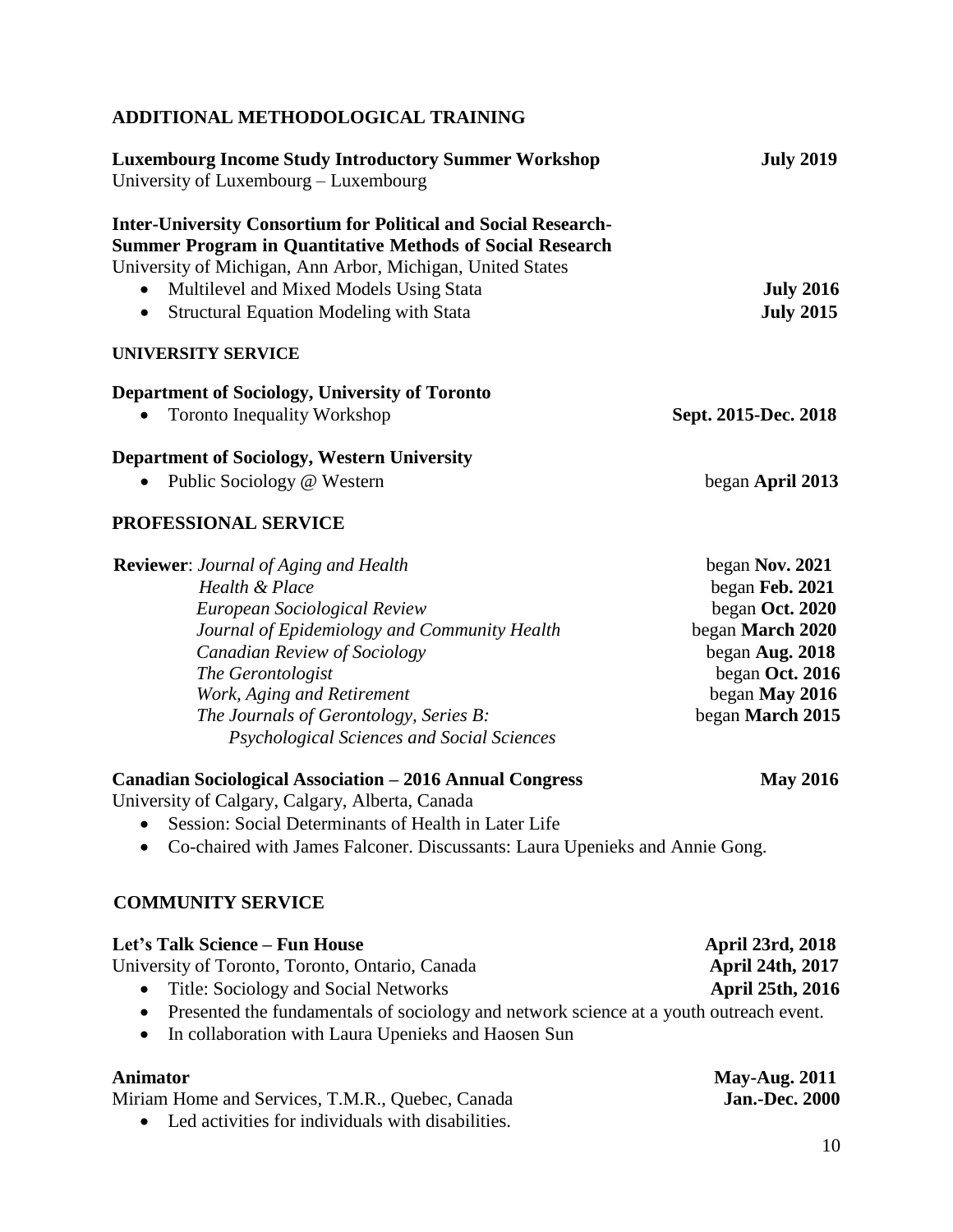## ADDITIONAL METHODOLOGICAL TRAINING

**Luxembourg Income Study Introductory Summer Workshop** — **July 2019**
University of Luxembourg – Luxembourg

**Inter-University Consortium for Political and Social Research-**
**Summer Program in Quantitative Methods of Social Research**
University of Michigan, Ann Arbor, Michigan, United States

- Multilevel and Mixed Models Using Stata — **July 2016**
- Structural Equation Modeling with Stata — **July 2015**

### UNIVERSITY SERVICE

**Department of Sociology, University of Toronto**

- Toronto Inequality Workshop — **Sept. 2015-Dec. 2018**

**Department of Sociology, Western University**

- Public Sociology @ Western — began **April 2013**

## PROFESSIONAL SERVICE

**Reviewer**:

- *Journal of Aging and Health* — began **Nov. 2021**
- *Health & Place* — began **Feb. 2021**
- *European Sociological Review* — began **Oct. 2020**
- *Journal of Epidemiology and Community Health* — began **March 2020**
- *Canadian Review of Sociology* — began **Aug. 2018**
- *The Gerontologist* — began **Oct. 2016**
- *Work, Aging and Retirement* — began **May 2016**
- *The Journals of Gerontology, Series B: Psychological Sciences and Social Sciences* — began **March 2015**

**Canadian Sociological Association – 2016 Annual Congress** — **May 2016**
University of Calgary, Calgary, Alberta, Canada

- Session: Social Determinants of Health in Later Life
- Co-chaired with James Falconer. Discussants: Laura Upenieks and Annie Gong.

## COMMUNITY SERVICE

**Let's Talk Science – Fun House** — **April 23rd, 2018**; **April 24th, 2017**; **April 25th, 2016**
University of Toronto, Toronto, Ontario, Canada

- Title: Sociology and Social Networks
- Presented the fundamentals of sociology and network science at a youth outreach event.
- In collaboration with Laura Upenieks and Haosen Sun

**Animator** — **May-Aug. 2011**; **Jan.-Dec. 2000**
Miriam Home and Services, T.M.R., Quebec, Canada

- Led activities for individuals with disabilities.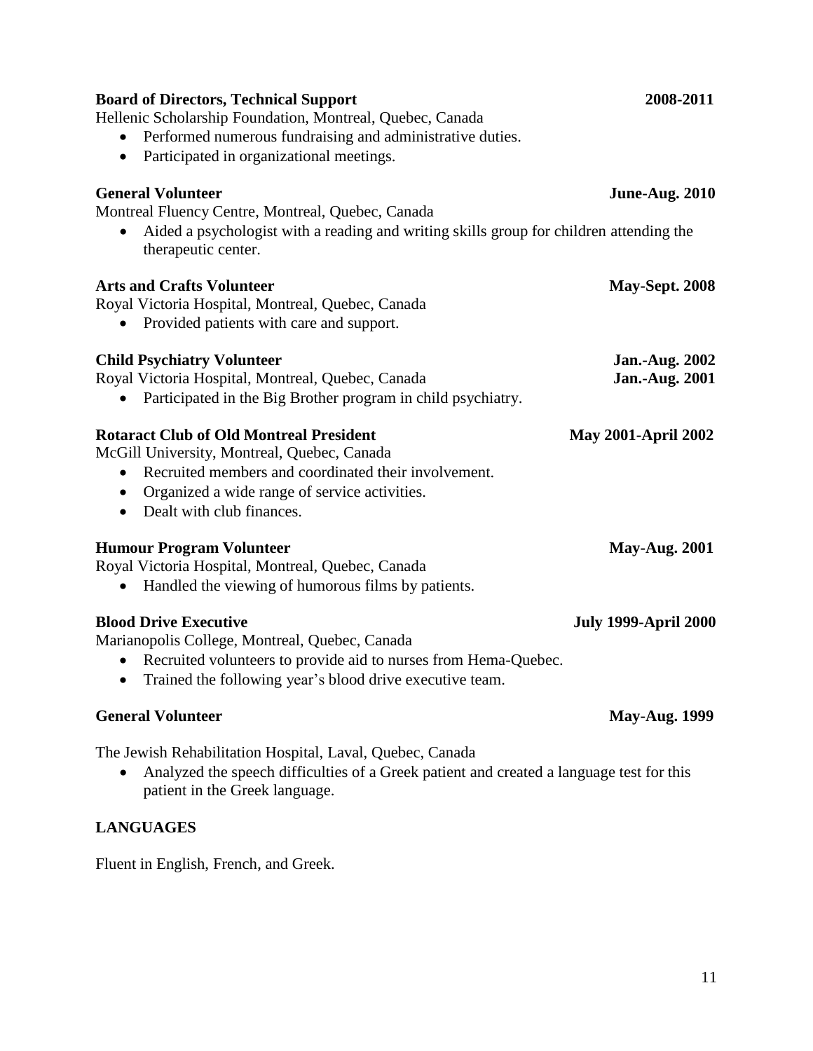**Board of Directors, Technical Support** **2008-2011**

Hellenic Scholarship Foundation, Montreal, Quebec, Canada

- Performed numerous fundraising and administrative duties.
- Participated in organizational meetings.

**General Volunteer** **June-Aug. 2010**

Montreal Fluency Centre, Montreal, Quebec, Canada

- Aided a psychologist with a reading and writing skills group for children attending the therapeutic center.

**Arts and Crafts Volunteer** **May-Sept. 2008**

Royal Victoria Hospital, Montreal, Quebec, Canada

- Provided patients with care and support.

**Child Psychiatry Volunteer** **Jan.-Aug. 2002**

Royal Victoria Hospital, Montreal, Quebec, Canada **Jan.-Aug. 2001**

- Participated in the Big Brother program in child psychiatry.

**Rotaract Club of Old Montreal President** **May 2001-April 2002**

McGill University, Montreal, Quebec, Canada

- Recruited members and coordinated their involvement.
- Organized a wide range of service activities.
- Dealt with club finances.

**Humour Program Volunteer** **May-Aug. 2001**

Royal Victoria Hospital, Montreal, Quebec, Canada

- Handled the viewing of humorous films by patients.

**Blood Drive Executive** **July 1999-April 2000**

Marianopolis College, Montreal, Quebec, Canada

- Recruited volunteers to provide aid to nurses from Hema-Quebec.
- Trained the following year's blood drive executive team.

**General Volunteer** **May-Aug. 1999**

The Jewish Rehabilitation Hospital, Laval, Quebec, Canada

- Analyzed the speech difficulties of a Greek patient and created a language test for this patient in the Greek language.

## LANGUAGES

Fluent in English, French, and Greek.